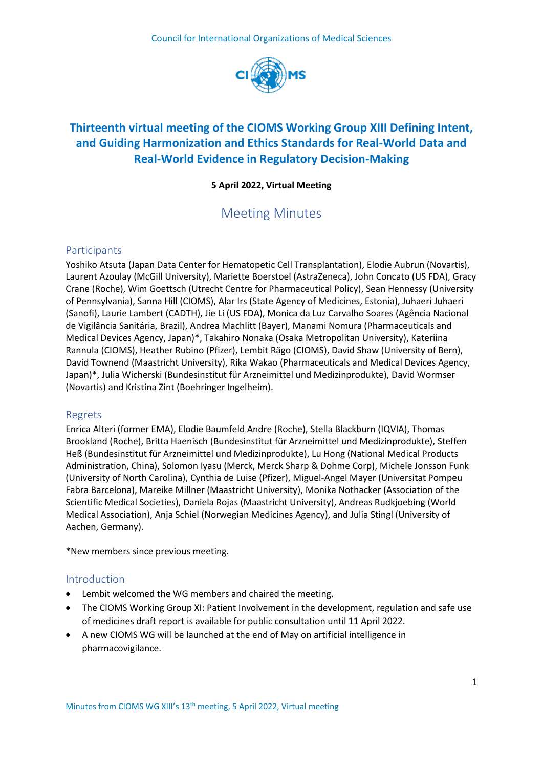Council for International Organizations of Medical Sciences

# Thirteenth virtual meeting of the CIOMS Working Group XIII Defining Intent, and Guiding Harmonization and Ethics Standards for Real-World Data and Real-World Evidence in Regulatory Decision-Making

**5 April 2022, Virtual Meeting**

## Meeting Minutes

### Participants

Yoshiko Atsuta (Japan Data Center for Hematopetic Cell Transplantation), Elodie Aubrun (Novartis), Laurent Azoulay (McGill University), Mariette Boerstoel (AstraZeneca), John Concato (US FDA), Gracy Crane (Roche), Wim Goettsch (Utrecht Centre for Pharmaceutical Policy), Sean Hennessy (University of Pennsylvania), Sanna Hill (CIOMS), Alar Irs (State Agency of Medicines, Estonia), Juhaeri Juhaeri (Sanofi), Laurie Lambert (CADTH), Jie Li (US FDA), Monica da Luz Carvalho Soares (Agência Nacional de Vigilância Sanitária, Brazil), Andrea Machlitt (Bayer), Manami Nomura (Pharmaceuticals and Medical Devices Agency, Japan)*, Takahiro Nonaka (Osaka Metropolitan University), Kateriina Rannula (CIOMS), Heather Rubino (Pfizer), Lembit Rägo (CIOMS), David Shaw (University of Bern), David Townend (Maastricht University), Rika Wakao (Pharmaceuticals and Medical Devices Agency, Japan)*, Julia Wicherski (Bundesinstitut für Arzneimittel und Medizinprodukte), David Wormser (Novartis) and Kristina Zint (Boehringer Ingelheim).

### Regrets

Enrica Alteri (former EMA), Elodie Baumfeld Andre (Roche), Stella Blackburn (IQVIA), Thomas Brookland (Roche), Britta Haenisch (Bundesinstitut für Arzneimittel und Medizinprodukte), Steffen Heß (Bundesinstitut für Arzneimittel und Medizinprodukte), Lu Hong (National Medical Products Administration, China), Solomon Iyasu (Merck, Merck Sharp & Dohme Corp), Michele Jonsson Funk (University of North Carolina), Cynthia de Luise (Pfizer), Miguel-Angel Mayer (Universitat Pompeu Fabra Barcelona), Mareike Millner (Maastricht University), Monika Nothacker (Association of the Scientific Medical Societies), Daniela Rojas (Maastricht University), Andreas Rudkjoebing (World Medical Association), Anja Schiel (Norwegian Medicines Agency), and Julia Stingl (University of Aachen, Germany).

*New members since previous meeting.

### Introduction

- Lembit welcomed the WG members and chaired the meeting.
- The CIOMS Working Group XI: Patient Involvement in the development, regulation and safe use of medicines draft report is available for public consultation until 11 April 2022.
- A new CIOMS WG will be launched at the end of May on artificial intelligence in pharmacovigilance.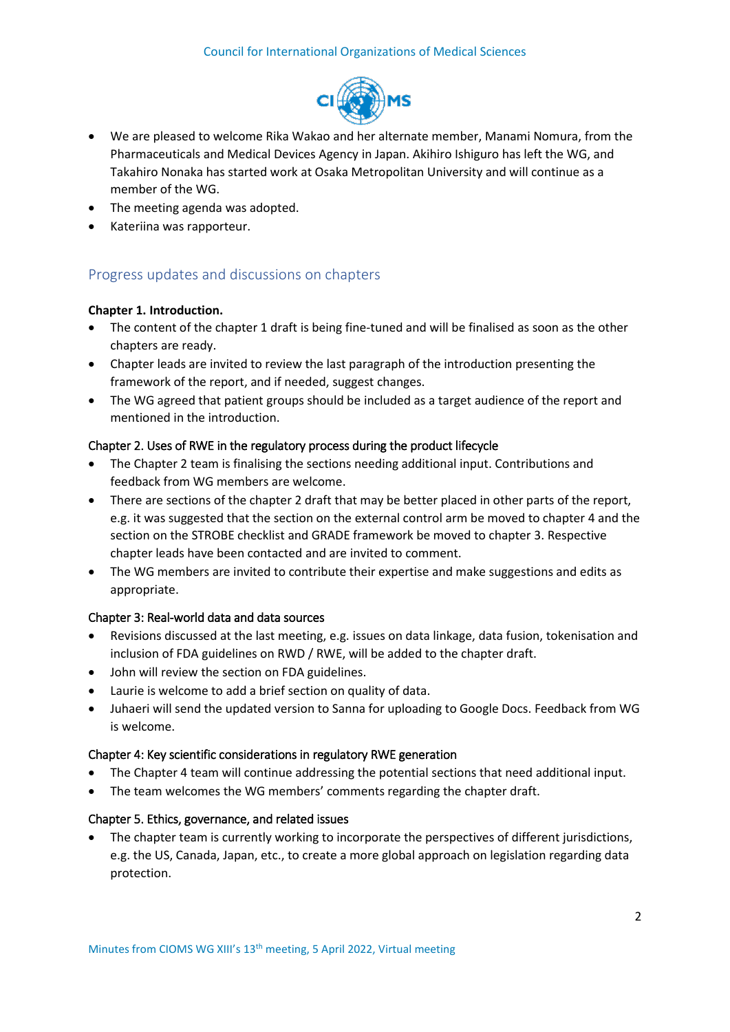- We are pleased to welcome Rika Wakao and her alternate member, Manami Nomura, from the Pharmaceuticals and Medical Devices Agency in Japan. Akihiro Ishiguro has left the WG, and Takahiro Nonaka has started work at Osaka Metropolitan University and will continue as a member of the WG.
- The meeting agenda was adopted.
- Kateriina was rapporteur.

## Progress updates and discussions on chapters

**Chapter 1. Introduction.**

- The content of the chapter 1 draft is being fine-tuned and will be finalised as soon as the other chapters are ready.
- Chapter leads are invited to review the last paragraph of the introduction presenting the framework of the report, and if needed, suggest changes.
- The WG agreed that patient groups should be included as a target audience of the report and mentioned in the introduction.

Chapter 2. Uses of RWE in the regulatory process during the product lifecycle

- The Chapter 2 team is finalising the sections needing additional input. Contributions and feedback from WG members are welcome.
- There are sections of the chapter 2 draft that may be better placed in other parts of the report, e.g. it was suggested that the section on the external control arm be moved to chapter 4 and the section on the STROBE checklist and GRADE framework be moved to chapter 3. Respective chapter leads have been contacted and are invited to comment.
- The WG members are invited to contribute their expertise and make suggestions and edits as appropriate.

Chapter 3: Real-world data and data sources

- Revisions discussed at the last meeting, e.g. issues on data linkage, data fusion, tokenisation and inclusion of FDA guidelines on RWD / RWE, will be added to the chapter draft.
- John will review the section on FDA guidelines.
- Laurie is welcome to add a brief section on quality of data.
- Juhaeri will send the updated version to Sanna for uploading to Google Docs. Feedback from WG is welcome.

Chapter 4: Key scientific considerations in regulatory RWE generation

- The Chapter 4 team will continue addressing the potential sections that need additional input.
- The team welcomes the WG members' comments regarding the chapter draft.

Chapter 5. Ethics, governance, and related issues

- The chapter team is currently working to incorporate the perspectives of different jurisdictions, e.g. the US, Canada, Japan, etc., to create a more global approach on legislation regarding data protection.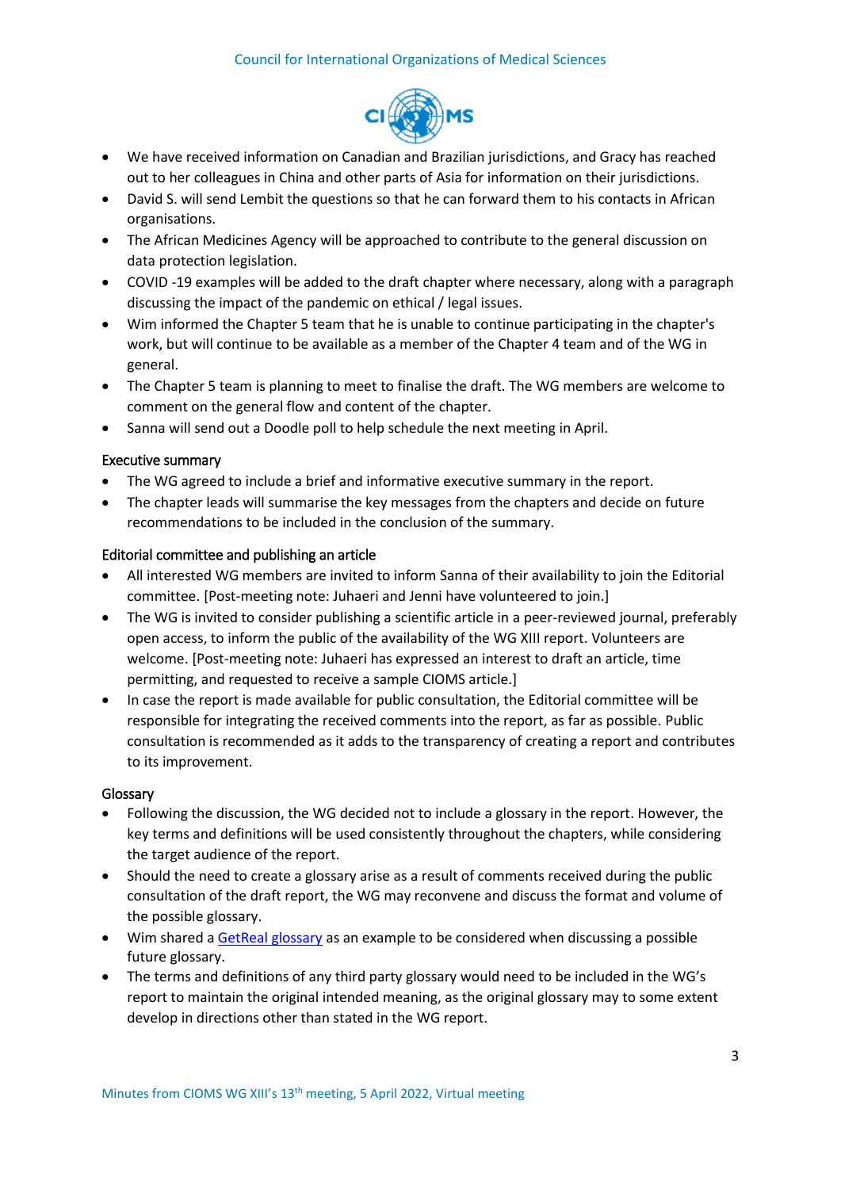- We have received information on Canadian and Brazilian jurisdictions, and Gracy has reached out to her colleagues in China and other parts of Asia for information on their jurisdictions.
- David S. will send Lembit the questions so that he can forward them to his contacts in African organisations.
- The African Medicines Agency will be approached to contribute to the general discussion on data protection legislation.
- COVID -19 examples will be added to the draft chapter where necessary, along with a paragraph discussing the impact of the pandemic on ethical / legal issues.
- Wim informed the Chapter 5 team that he is unable to continue participating in the chapter's work, but will continue to be available as a member of the Chapter 4 team and of the WG in general.
- The Chapter 5 team is planning to meet to finalise the draft. The WG members are welcome to comment on the general flow and content of the chapter.
- Sanna will send out a Doodle poll to help schedule the next meeting in April.

### Executive summary

- The WG agreed to include a brief and informative executive summary in the report.
- The chapter leads will summarise the key messages from the chapters and decide on future recommendations to be included in the conclusion of the summary.

### Editorial committee and publishing an article

- All interested WG members are invited to inform Sanna of their availability to join the Editorial committee. [Post-meeting note: Juhaeri and Jenni have volunteered to join.]
- The WG is invited to consider publishing a scientific article in a peer-reviewed journal, preferably open access, to inform the public of the availability of the WG XIII report. Volunteers are welcome. [Post-meeting note: Juhaeri has expressed an interest to draft an article, time permitting, and requested to receive a sample CIOMS article.]
- In case the report is made available for public consultation, the Editorial committee will be responsible for integrating the received comments into the report, as far as possible. Public consultation is recommended as it adds to the transparency of creating a report and contributes to its improvement.

### Glossary

- Following the discussion, the WG decided not to include a glossary in the report. However, the key terms and definitions will be used consistently throughout the chapters, while considering the target audience of the report.
- Should the need to create a glossary arise as a result of comments received during the public consultation of the draft report, the WG may reconvene and discuss the format and volume of the possible glossary.
- Wim shared a GetReal glossary as an example to be considered when discussing a possible future glossary.
- The terms and definitions of any third party glossary would need to be included in the WG's report to maintain the original intended meaning, as the original glossary may to some extent develop in directions other than stated in the WG report.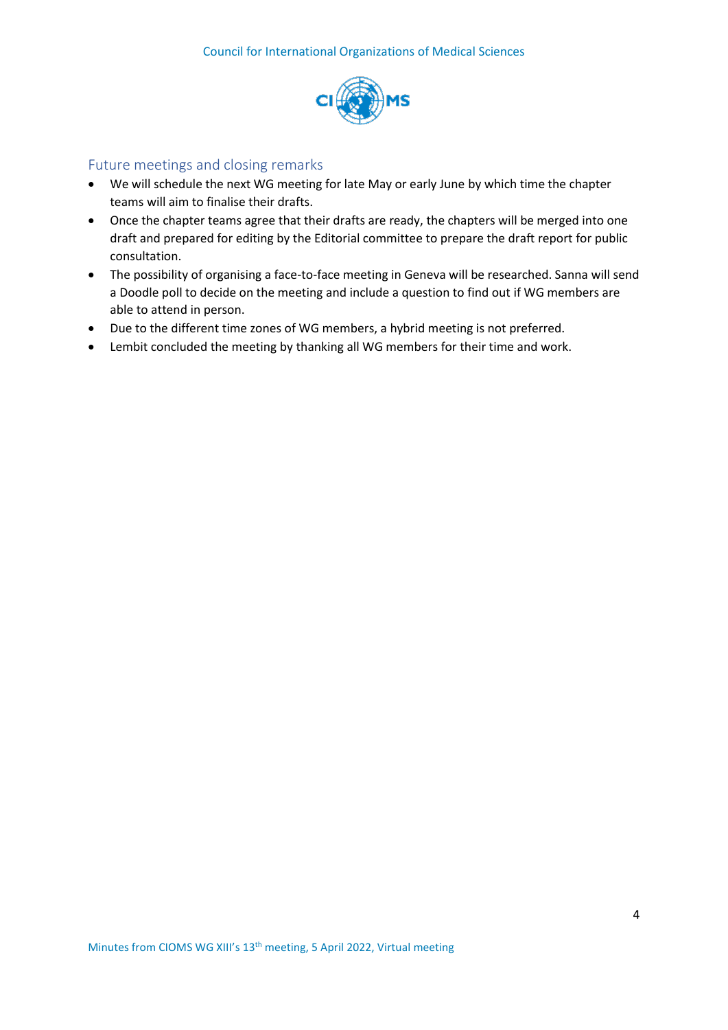## Future meetings and closing remarks

- We will schedule the next WG meeting for late May or early June by which time the chapter teams will aim to finalise their drafts.
- Once the chapter teams agree that their drafts are ready, the chapters will be merged into one draft and prepared for editing by the Editorial committee to prepare the draft report for public consultation.
- The possibility of organising a face-to-face meeting in Geneva will be researched. Sanna will send a Doodle poll to decide on the meeting and include a question to find out if WG members are able to attend in person.
- Due to the different time zones of WG members, a hybrid meeting is not preferred.
- Lembit concluded the meeting by thanking all WG members for their time and work.